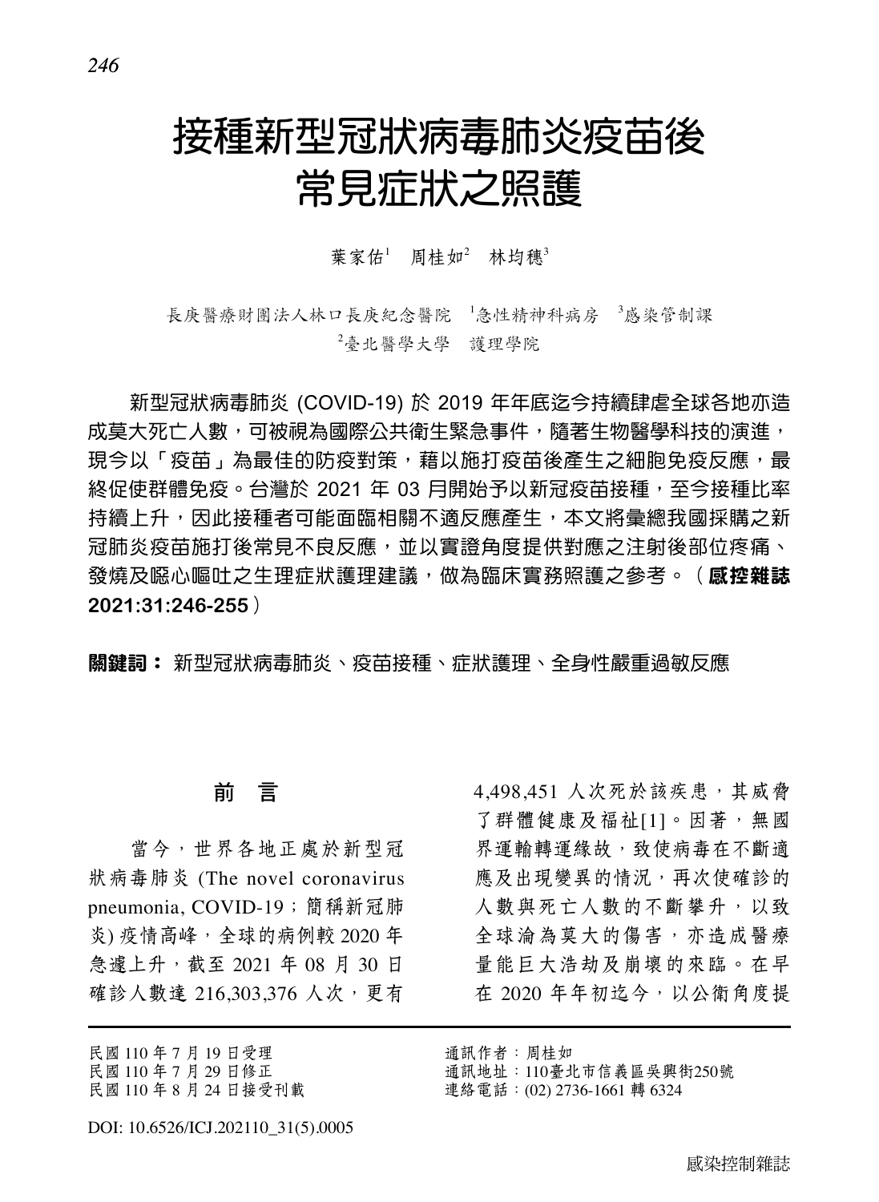# 接種新型冠狀病毒肺炎疫苗後常見症狀之照護

葉家佑[1]　周桂如[2]　林均穗[3]

長庚醫療財團法人林口長庚紀念醫院　[1]急性精神科病房　[3]感染管制課

[2]臺北醫學大學　護理學院

新型冠狀病毒肺炎 (COVID-19) 於 2019 年年底迄今持續肆虐全球各地亦造成莫大死亡人數，可被視為國際公共衛生緊急事件，隨著生物醫學科技的演進，現今以「疫苗」為最佳的防疫對策，藉以施打疫苗後產生之細胞免疫反應，最終促使群體免疫。台灣於 2021 年 03 月開始予以新冠疫苗接種，至今接種比率持續上升，因此接種者可能面臨相關不適反應產生，本文將彙總我國採購之新冠肺炎疫苗施打後常見不良反應，並以實證角度提供對應之注射後部位疼痛、發燒及噁心嘔吐之生理症狀護理建議，做為臨床實務照護之參考。（**感控雜誌 2021:31:246-255**）

**關鍵詞：** 新型冠狀病毒肺炎、疫苗接種、症狀護理、全身性嚴重過敏反應

## 前　言

當今，世界各地正處於新型冠狀病毒肺炎 (The novel coronavirus pneumonia, COVID-19；簡稱新冠肺炎) 疫情高峰，全球的病例較 2020 年急遽上升，截至 2021 年 08 月 30 日確診人數達 216,303,376 人次，更有 4,498,451 人次死於該疾患，其威脅了群體健康及福祉[1]。因著，無國界運輸轉運緣故，致使病毒在不斷適應及出現變異的情況，再次使確診的人數與死亡人數的不斷攀升，以致全球淪為莫大的傷害，亦造成醫療量能巨大浩劫及崩壞的來臨。在早在 2020 年年初迄今，以公衛角度提

---

民國 110 年 7 月 19 日受理
民國 110 年 7 月 29 日修正
民國 110 年 8 月 24 日接受刊載

通訊作者：周桂如
通訊地址：110臺北市信義區吳興街250號
連絡電話：(02) 2736-1661 轉 6324

DOI: 10.6526/ICJ.202110_31(5).0005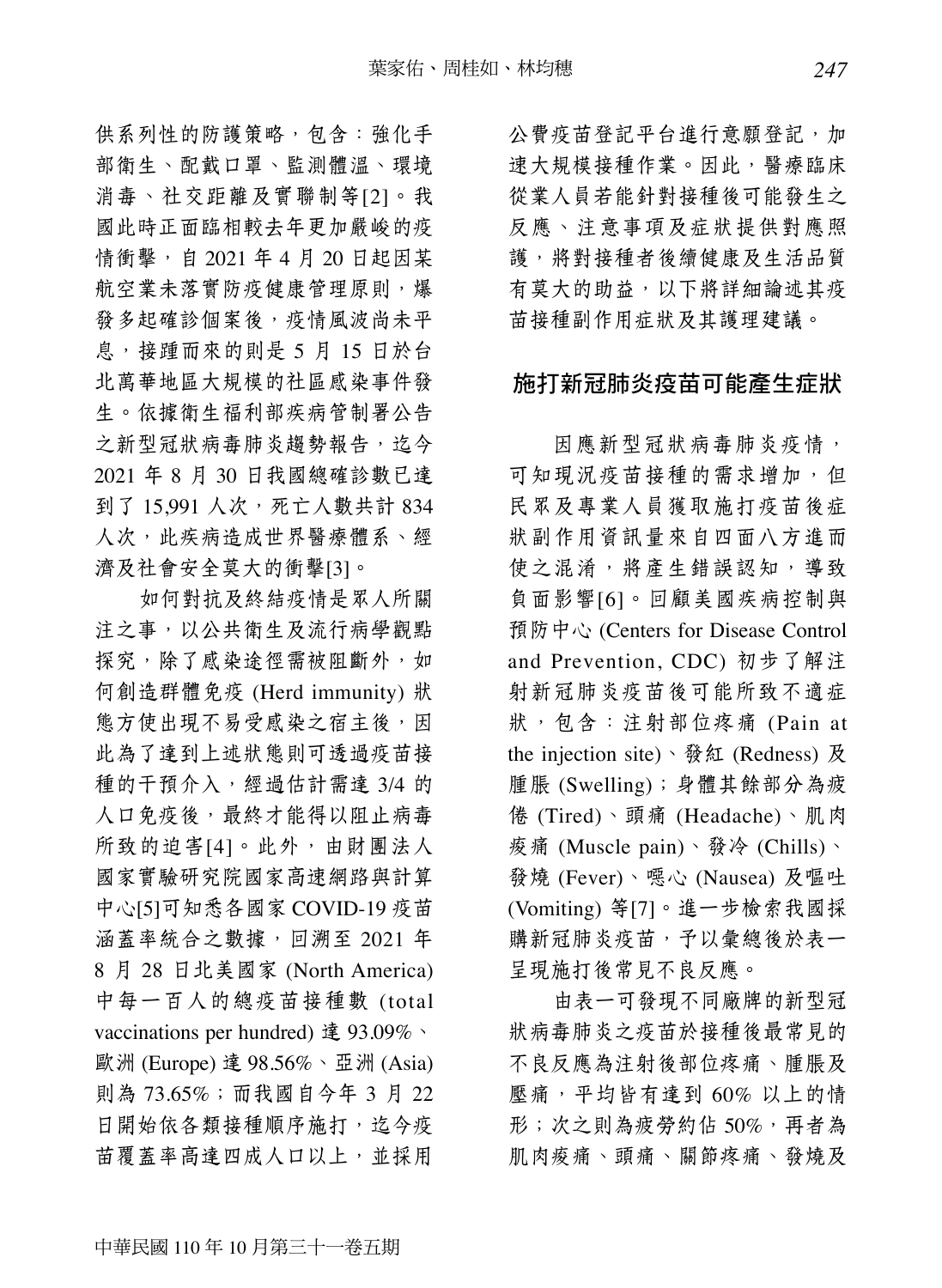供系列性的防護策略，包含：強化手部衛生、配戴口罩、監測體溫、環境消毒、社交距離及實聯制等[2]。我國此時正面臨相較去年更加嚴峻的疫情衝擊，自 2021 年 4 月 20 日起因某航空業未落實防疫健康管理原則，爆發多起確診個案後，疫情風波尚未平息，接踵而來的則是 5 月 15 日於台北萬華地區大規模的社區感染事件發生。依據衛生福利部疾病管制署公告之新型冠狀病毒肺炎趨勢報告，迄今 2021 年 8 月 30 日我國總確診數已達到了 15,991 人次，死亡人數共計 834 人次，此疾病造成世界醫療體系、經濟及社會安全莫大的衝擊[3]。

如何對抗及終結疫情是眾人所關注之事，以公共衛生及流行病學觀點探究，除了感染途徑需被阻斷外，如何創造群體免疫 (Herd immunity) 狀態方使出現不易受感染之宿主後，因此為了達到上述狀態則可透過疫苗接種的干預介入，經過估計需達 3/4 的人口免疫後，最終才能得以阻止病毒所致的迫害[4]。此外，由財團法人國家實驗研究院國家高速網路與計算中心[5]可知悉各國家 COVID-19 疫苗涵蓋率統合之數據，回溯至 2021 年 8 月 28 日北美國家 (North America) 中每一百人的總疫苗接種數 (total vaccinations per hundred) 達 93.09%、歐洲 (Europe) 達 98.56%、亞洲 (Asia) 則為 73.65%；而我國自今年 3 月 22 日開始依各類接種順序施打，迄今疫苗覆蓋率高達四成人口以上，並採用公費疫苗登記平台進行意願登記，加速大規模接種作業。因此，醫療臨床從業人員若能針對接種後可能發生之反應、注意事項及症狀提供對應照護，將對接種者後續健康及生活品質有莫大的助益，以下將詳細論述其疫苗接種副作用症狀及其護理建議。

## 施打新冠肺炎疫苗可能產生症狀

因應新型冠狀病毒肺炎疫情，可知現況疫苗接種的需求增加，但民眾及專業人員獲取施打疫苗後症狀副作用資訊量來自四面八方進而使之混淆，將產生錯誤認知，導致負面影響[6]。回顧美國疾病控制與預防中心 (Centers for Disease Control and Prevention, CDC) 初步了解注射新冠肺炎疫苗後可能所致不適症狀，包含：注射部位疼痛 (Pain at the injection site)、發紅 (Redness) 及腫脹 (Swelling)；身體其餘部分為疲倦 (Tired)、頭痛 (Headache)、肌肉痠痛 (Muscle pain)、發冷 (Chills)、發燒 (Fever)、噁心 (Nausea) 及嘔吐 (Vomiting) 等[7]。進一步檢索我國採購新冠肺炎疫苗，予以彙總後於表一呈現施打後常見不良反應。

由表一可發現不同廠牌的新型冠狀病毒肺炎之疫苗於接種後最常見的不良反應為注射後部位疼痛、腫脹及壓痛，平均皆有達到 60% 以上的情形；次之則為疲勞約佔 50%，再者為肌肉痠痛、頭痛、關節疼痛、發燒及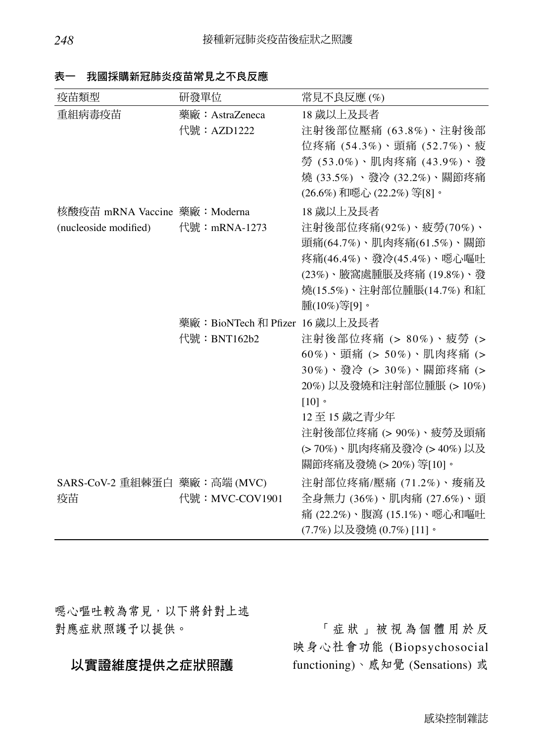**表一　我國採購新冠肺炎疫苗常見之不良反應**

| 疫苗類型 | 研發單位 | 常見不良反應 (%) |
|---|---|---|
| 重組病毒疫苗 | 藥廠：AstraZeneca<br>代號：AZD1222 | 18 歲以上及長者<br>注射後部位壓痛 (63.8%)、注射後部位疼痛 (54.3%)、頭痛 (52.7%)、疲勞 (53.0%)、肌肉疼痛 (43.9%)、發燒 (33.5%) 、發冷 (32.2%)、關節疼痛 (26.6%) 和噁心 (22.2%) 等[8]。 |
| 核酸疫苗 mRNA Vaccine (nucleoside modified) | 藥廠：Moderna<br>代號：mRNA-1273 | 18 歲以上及長者<br>注射後部位疼痛(92%)、疲勞(70%)、頭痛(64.7%)、肌肉疼痛(61.5%)、關節疼痛(46.4%)、發冷(45.4%)、噁心嘔吐(23%)、腋窩處腫脹及疼痛 (19.8%)、發燒(15.5%)、注射部位腫脹(14.7%) 和紅腫(10%)等[9]。 |
| | 藥廠：BioNTech 和 Pfizer<br>代號：BNT162b2 | 16 歲以上及長者<br>注射後部位疼痛 (> 80%)、疲勞 (> 60%)、頭痛 (> 50%)、肌肉疼痛 (> 30%)、發冷 (> 30%)、關節疼痛 (> 20%) 以及發燒和注射部位腫脹 (> 10%) [10]。<br>12 至 15 歲之青少年<br>注射後部位疼痛 (> 90%)、疲勞及頭痛 (> 70%)、肌肉疼痛及發冷 (> 40%) 以及關節疼痛及發燒 (> 20%) 等[10]。 |
| SARS-CoV-2 重組棘蛋白疫苗 | 藥廠：高端 (MVC)<br>代號：MVC-COV1901 | 注射部位疼痛/壓痛 (71.2%)、疲痛及全身無力 (36%)、肌肉痛 (27.6%)、頭痛 (22.2%)、腹瀉 (15.1%)、噁心和嘔吐 (7.7%) 以及發燒 (0.7%) [11]。 |

噁心嘔吐較為常見，以下將針對上述對應症狀照護予以提供。

## 以實證維度提供之症狀照護

「症狀」被視為個體用於反映身心社會功能 (Biopsychosocial functioning)、感知覺 (Sensations) 或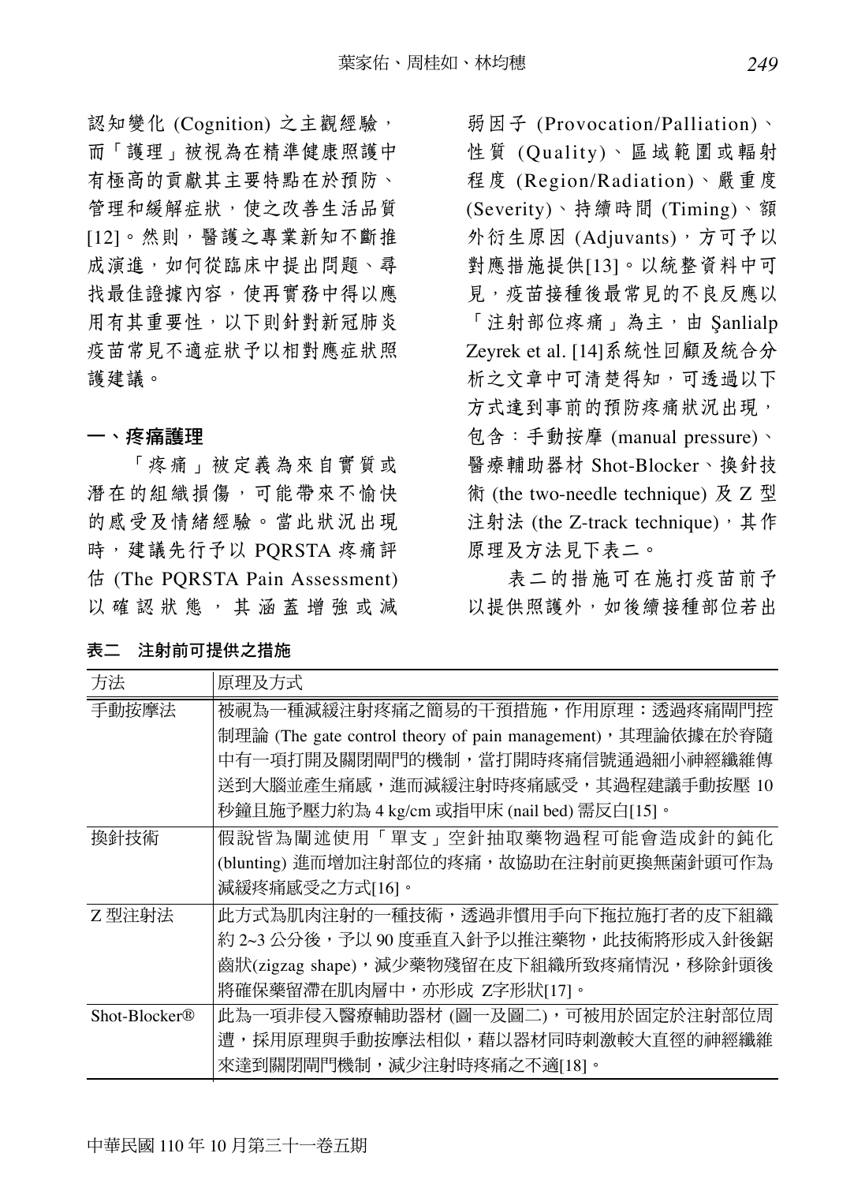認知變化 (Cognition) 之主觀經驗，而「護理」被視為在精準健康照護中有極高的貢獻其主要特點在於預防、管理和緩解症狀，使之改善生活品質[12]。然則，醫護之專業新知不斷推成演進，如何從臨床中提出問題、尋找最佳證據內容，使再實務中得以應用有其重要性，以下則針對新冠肺炎疫苗常見不適症狀予以相對應症狀照護建議。

## 一、疼痛護理

「疼痛」被定義為來自實質或潛在的組織損傷，可能帶來不愉快的感受及情緒經驗。當此狀況出現時，建議先行予以 PQRSTA 疼痛評估 (The PQRSTA Pain Assessment) 以確認狀態，其涵蓋增強或減弱因子 (Provocation/Palliation)、性質 (Quality)、區域範圍或輻射程度 (Region/Radiation)、嚴重度 (Severity)、持續時間 (Timing)、額外衍生原因 (Adjuvants)，方可予以對應措施提供[13]。以統整資料中可見，疫苗接種後最常見的不良反應以「注射部位疼痛」為主，由 Şanlialp Zeyrek et al. [14]系統性回顧及統合分析之文章中可清楚得知，可透過以下方式達到事前的預防疼痛狀況出現，包含：手動按摩 (manual pressure)、醫療輔助器材 Shot-Blocker、換針技術 (the two-needle technique) 及 Z 型注射法 (the Z-track technique)，其作原理及方法見下表二。

表二的措施可在施打疫苗前予以提供照護外，如後續接種部位若出

**表二　注射前可提供之措施**

| 方法 | 原理及方式 |
|---|---|
| 手動按摩法 | 被視為一種減緩注射疼痛之簡易的干預措施，作用原理：透過疼痛閘門控制理論 (The gate control theory of pain management)，其理論依據在於脊隨中有一項打開及關閉閘門的機制，當打開時疼痛信號通過細小神經纖維傳送到大腦並產生痛感，進而減緩注射時疼痛感受，其過程建議手動按壓 10 秒鐘且施予壓力約為 4 kg/cm 或指甲床 (nail bed) 需反白[15]。 |
| 換針技術 | 假說皆為闡述使用「單支」空針抽取藥物過程可能會造成針的鈍化 (blunting) 進而增加注射部位的疼痛，故協助在注射前更換無菌針頭可作為減緩疼痛感受之方式[16]。 |
| Z 型注射法 | 此方式為肌肉注射的一種技術，透過非慣用手向下拖拉施打者的皮下組織約 2~3 公分後，予以 90 度垂直入針予以推注藥物，此技術將形成入針後鋸齒狀(zigzag shape)，減少藥物殘留在皮下組織所致疼痛情況，移除針頭後將確保藥留滯在肌肉層中，亦形成 Z字形狀[17]。 |
| Shot-Blocker® | 此為一項非侵入醫療輔助器材 (圖一及圖二)，可被用於固定於注射部位周遭，採用原理與手動按摩法相似，藉以器材同時刺激較大直徑的神經纖維來達到關閉閘門機制，減少注射時疼痛之不適[18]。 |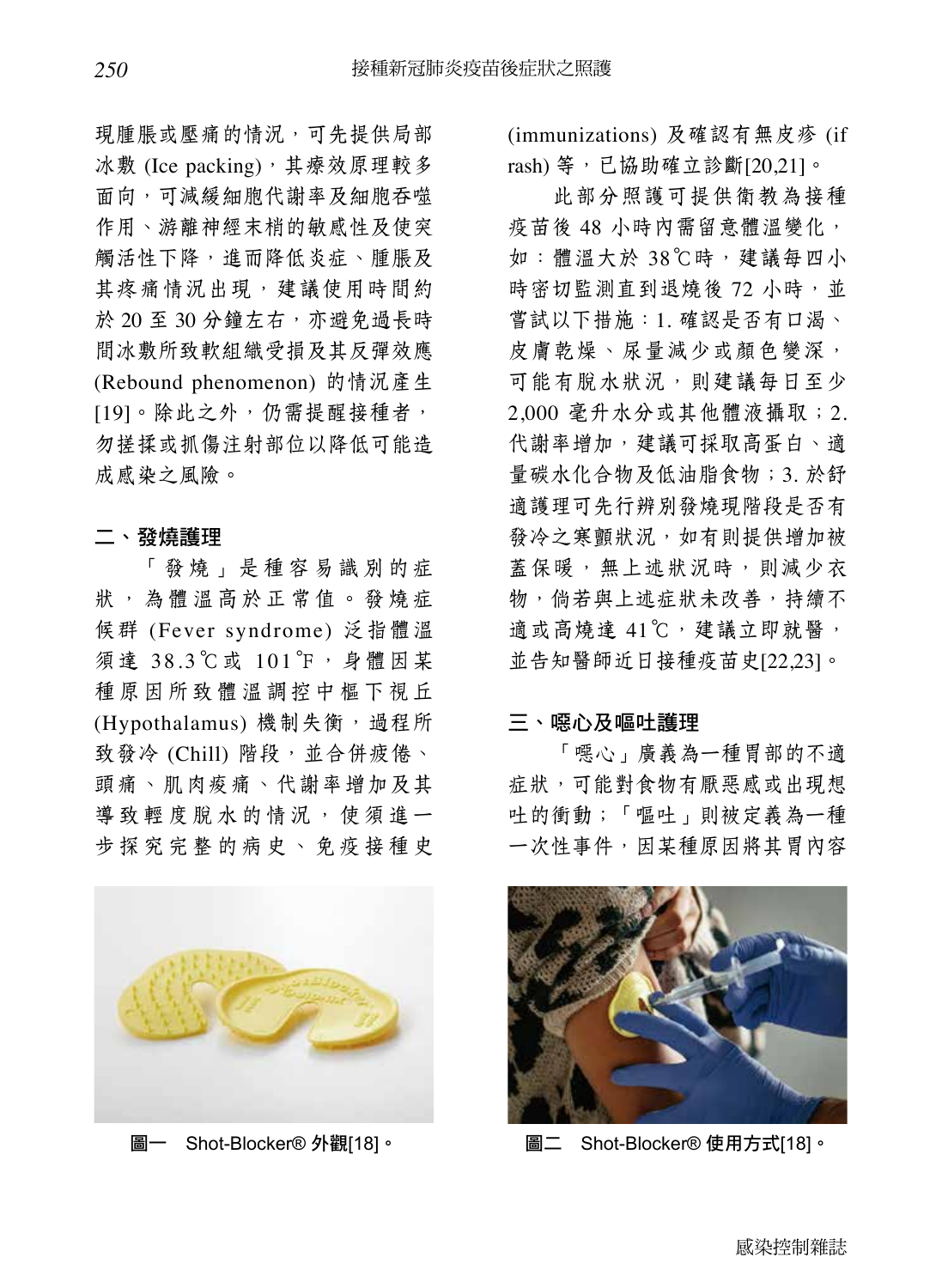現腫脹或壓痛的情況，可先提供局部冰敷 (Ice packing)，其療效原理較多面向，可減緩細胞代謝率及細胞吞噬作用、游離神經末梢的敏感性及使突觸活性下降，進而降低炎症、腫脹及其疼痛情況出現，建議使用時間約於 20 至 30 分鐘左右，亦避免過長時間冰敷所致軟組織受損及其反彈效應 (Rebound phenomenon) 的情況產生 [19]。除此之外，仍需提醒接種者，勿搓揉或抓傷注射部位以降低可能造成感染之風險。

## 二、發燒護理

「發燒」是種容易識別的症狀，為體溫高於正常值。發燒症候群 (Fever syndrome) 泛指體溫須達 38.3℃或 101℉，身體因某種原因所致體溫調控中樞下視丘 (Hypothalamus) 機制失衡，過程所致發冷 (Chill) 階段，並合併疲倦、頭痛、肌肉痠痛、代謝率增加及其導致輕度脫水的情況，使須進一步探究完整的病史、免疫接種史 (immunizations) 及確認有無皮疹 (if rash) 等，已協助確立診斷[20,21]。

此部分照護可提供衛教為接種疫苗後 48 小時內需留意體溫變化，如：體溫大於 38℃時，建議每四小時密切監測直到退燒後 72 小時，並嘗試以下措施：1. 確認是否有口渴、皮膚乾燥、尿量減少或顏色變深，可能有脫水狀況，則建議每日至少 2,000 毫升水分或其他體液攝取；2. 代謝率增加，建議可採取高蛋白、適量碳水化合物及低油脂食物；3. 於舒適護理可先行辨別發燒現階段是否有發冷之寒顫狀況，如有則提供增加被蓋保暖，無上述狀況時，則減少衣物，倘若與上述症狀未改善，持續不適或高燒達 41℃，建議立即就醫，並告知醫師近日接種疫苗史[22,23]。

## 三、噁心及嘔吐護理

「噁心」廣義為一種胃部的不適症狀，可能對食物有厭惡感或出現想吐的衝動；「嘔吐」則被定義為一種一次性事件，因某種原因將其胃內容

**圖一　Shot-Blocker® 外觀[18]。**

**圖二　Shot-Blocker® 使用方式[18]。**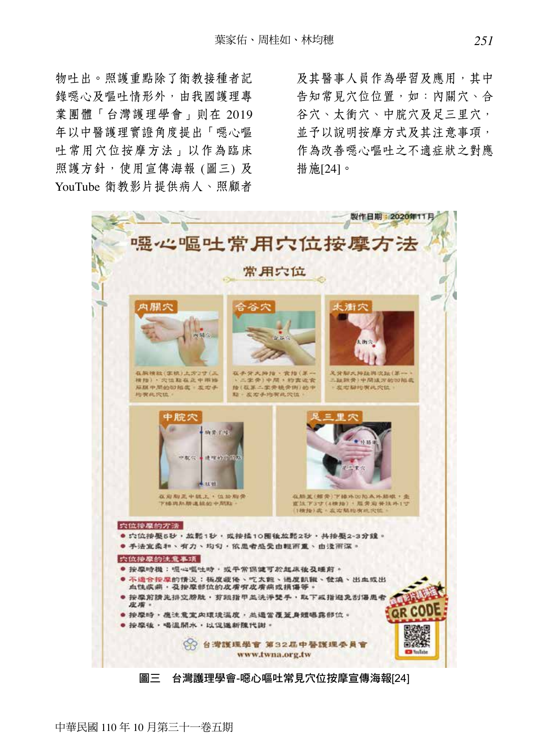物吐出。照護重點除了衛教接種者記錄噁心及嘔吐情形外，由我國護理專業團體「台灣護理學會」則在 2019 年以中醫護理實證角度提出「噁心嘔吐常用穴位按摩方法」以作為臨床照護方針，使用宣傳海報 (圖三) 及 YouTube 衛教影片提供病人、照顧者及其醫事人員作為學習及應用，其中告知常見穴位位置，如：內關穴、合谷穴、太衝穴、中脘穴及足三里穴，並予以說明按摩方式及其注意事項，作為改善噁心嘔吐之不適症狀之對應措施[24]。

**圖三　台灣護理學會-噁心嘔吐常見穴位按摩宣傳海報[24]**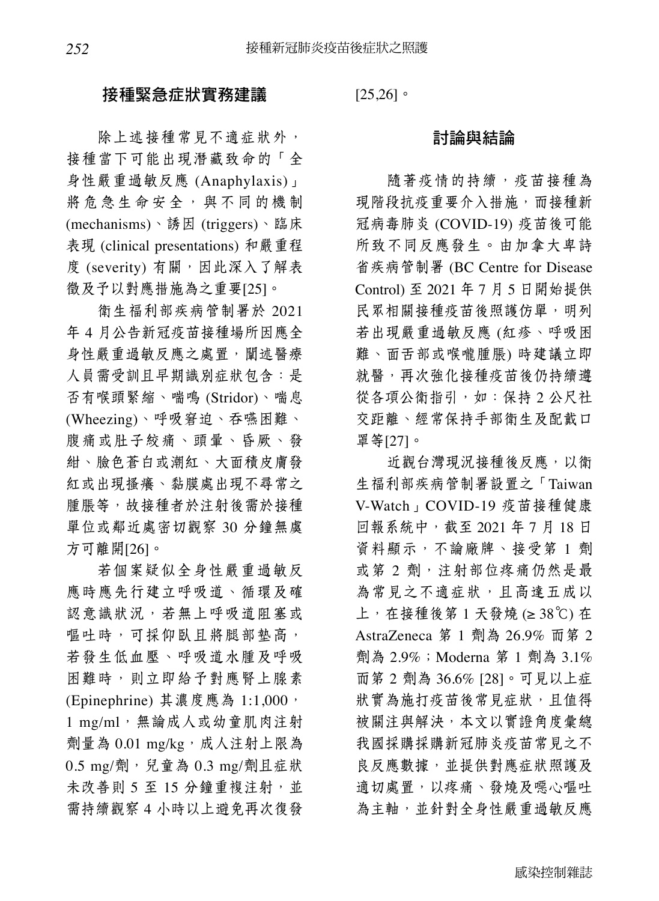## 接種緊急症狀實務建議

除上述接種常見不適症狀外，接種當下可能出現潛藏致命的「全身性嚴重過敏反應 (Anaphylaxis)」將危急生命安全，與不同的機制 (mechanisms)、誘因 (triggers)、臨床表現 (clinical presentations) 和嚴重程度 (severity) 有關，因此深入了解表徵及予以對應措施為之重要[25]。

衛生福利部疾病管制署於 2021 年 4 月公告新冠疫苗接種場所因應全身性嚴重過敏反應之處置，闡述醫療人員需受訓且早期識別症狀包含：是否有喉頭緊縮、喘鳴 (Stridor)、喘息 (Wheezing)、呼吸窘迫、吞嚥困難、腹痛或肚子絞痛、頭暈、昏厥、發紺、臉色蒼白或潮紅、大面積皮膚發紅或出現搔癢、黏膜處出現不尋常之腫脹等，故接種者於注射後需於接種單位或鄰近處密切觀察 30 分鐘無虞方可離開[26]。

若個案疑似全身性嚴重過敏反應時應先行建立呼吸道、循環及確認意識狀況，若無上呼吸道阻塞或嘔吐時，可採仰臥且將腿部墊高，若發生低血壓、呼吸道水腫及呼吸困難時，則立即給予對應腎上腺素 (Epinephrine) 其濃度應為 1:1,000，1 mg/ml，無論成人或幼童肌肉注射劑量為 0.01 mg/kg，成人注射上限為 0.5 mg/劑，兒童為 0.3 mg/劑且症狀未改善則 5 至 15 分鐘重複注射，並需持續觀察 4 小時以上避免再次復發[25,26]。

## 討論與結論

隨著疫情的持續，疫苗接種為現階段抗疫重要介入措施，而接種新冠病毒肺炎 (COVID-19) 疫苗後可能所致不同反應發生。由加拿大卑詩省疾病管制署 (BC Centre for Disease Control) 至 2021 年 7 月 5 日開始提供民眾相關接種疫苗後照護仿單，明列若出現嚴重過敏反應 (紅疹、呼吸困難、面舌部或喉嚨腫脹) 時建議立即就醫，再次強化接種疫苗後仍持續遵從各項公衛指引，如：保持 2 公尺社交距離、經常保持手部衛生及配戴口罩等[27]。

近觀台灣現況接種後反應，以衛生福利部疾病管制署設置之「Taiwan V-Watch」COVID-19 疫苗接種健康回報系統中，截至 2021 年 7 月 18 日資料顯示，不論廠牌、接受第 1 劑或第 2 劑，注射部位疼痛仍然是最為常見之不適症狀，且高達五成以上，在接種後第 1 天發燒 (≥ 38℃) 在 AstraZeneca 第 1 劑為 26.9% 而第 2 劑為 2.9%；Moderna 第 1 劑為 3.1% 而第 2 劑為 36.6% [28]。可見以上症狀實為施打疫苗後常見症狀，且值得被關注與解決，本文以實證角度彙總我國採購採購新冠肺炎疫苗常見之不良反應數據，並提供對應症狀照護及適切處置，以疼痛、發燒及噁心嘔吐為主軸，並針對全身性嚴重過敏反應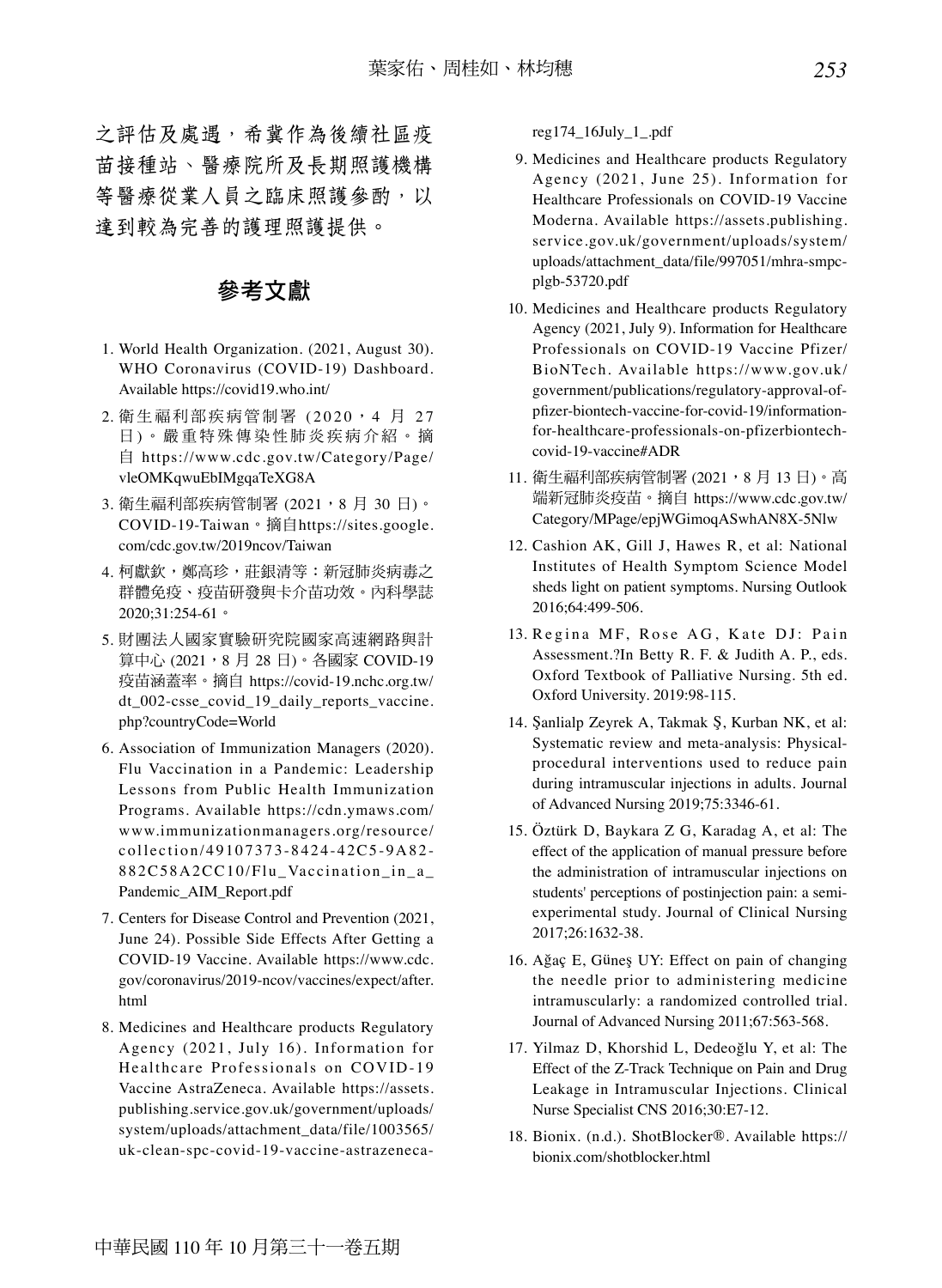之評估及處遇，希冀作為後續社區疫苗接種站、醫療院所及長期照護機構等醫療從業人員之臨床照護參酌，以達到較為完善的護理照護提供。

## 參考文獻

1. World Health Organization. (2021, August 30). WHO Coronavirus (COVID-19) Dashboard. Available https://covid19.who.int/
2. 衛生福利部疾病管制署 (2020，4 月 27 日)。嚴重特殊傳染性肺炎疾病介紹。摘自 https://www.cdc.gov.tw/Category/Page/vleOMKqwuEbIMgqaTeXG8A
3. 衛生福利部疾病管制署 (2021，8 月 30 日)。COVID-19-Taiwan。摘自https://sites.google.com/cdc.gov.tw/2019ncov/Taiwan
4. 柯獻欽，鄭高珍，莊銀清等：新冠肺炎病毒之群體免疫、疫苗研發與卡介苗功效。內科學誌 2020;31:254-61。
5. 財團法人國家實驗研究院國家高速網路與計算中心 (2021，8 月 28 日)。各國家 COVID-19 疫苗涵蓋率。摘自 https://covid-19.nchc.org.tw/dt_002-csse_covid_19_daily_reports_vaccine.php?countryCode=World
6. Association of Immunization Managers (2020). Flu Vaccination in a Pandemic: Leadership Lessons from Public Health Immunization Programs. Available https://cdn.ymaws.com/www.immunizationmanagers.org/resource/collection/49107373-8424-42C5-9A82-882C58A2CC10/Flu_Vaccination_in_a_Pandemic_AIM_Report.pdf
7. Centers for Disease Control and Prevention (2021, June 24). Possible Side Effects After Getting a COVID-19 Vaccine. Available https://www.cdc.gov/coronavirus/2019-ncov/vaccines/expect/after.html
8. Medicines and Healthcare products Regulatory Agency (2021, July 16). Information for Healthcare Professionals on COVID-19 Vaccine AstraZeneca. Available https://assets.publishing.service.gov.uk/government/uploads/system/uploads/attachment_data/file/1003565/uk-clean-spc-covid-19-vaccine-astrazeneca-reg174_16July_1_.pdf
9. Medicines and Healthcare products Regulatory Agency (2021, June 25). Information for Healthcare Professionals on COVID-19 Vaccine Moderna. Available https://assets.publishing.service.gov.uk/government/uploads/system/uploads/attachment_data/file/997051/mhra-smpc-plgb-53720.pdf
10. Medicines and Healthcare products Regulatory Agency (2021, July 9). Information for Healthcare Professionals on COVID-19 Vaccine Pfizer/BioNTech. Available https://www.gov.uk/government/publications/regulatory-approval-of-pfizer-biontech-vaccine-for-covid-19/information-for-healthcare-professionals-on-pfizerbiontech-covid-19-vaccine#ADR
11. 衛生福利部疾病管制署 (2021，8 月 13 日)。高端新冠肺炎疫苗。摘自 https://www.cdc.gov.tw/Category/MPage/epjWGimoqASwhAN8X-5Nlw
12. Cashion AK, Gill J, Hawes R, et al: National Institutes of Health Symptom Science Model sheds light on patient symptoms. Nursing Outlook 2016;64:499-506.
13. Regina MF, Rose AG, Kate DJ: Pain Assessment.?In Betty R. F. & Judith A. P., eds. Oxford Textbook of Palliative Nursing. 5th ed. Oxford University. 2019:98-115.
14. Şanlialp Zeyrek A, Takmak Ş, Kurban NK, et al: Systematic review and meta-analysis: Physical-procedural interventions used to reduce pain during intramuscular injections in adults. Journal of Advanced Nursing 2019;75:3346-61.
15. Öztürk D, Baykara Z G, Karadag A, et al: The effect of the application of manual pressure before the administration of intramuscular injections on students' perceptions of postinjection pain: a semi-experimental study. Journal of Clinical Nursing 2017;26:1632-38.
16. Ağaç E, Güneş UY: Effect on pain of changing the needle prior to administering medicine intramuscularly: a randomized controlled trial. Journal of Advanced Nursing 2011;67:563-568.
17. Yilmaz D, Khorshid L, Dedeoğlu Y, et al: The Effect of the Z-Track Technique on Pain and Drug Leakage in Intramuscular Injections. Clinical Nurse Specialist CNS 2016;30:E7-12.
18. Bionix. (n.d.). ShotBlocker®. Available https://bionix.com/shotblocker.html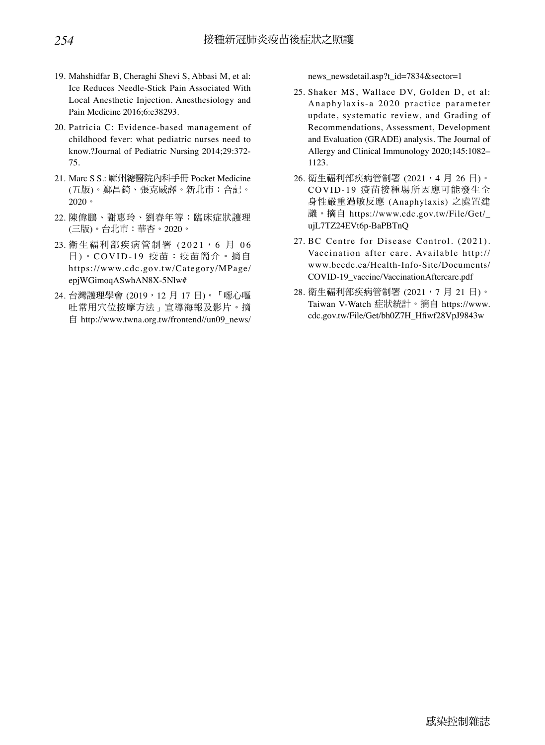19. Mahshidfar B, Cheraghi Shevi S, Abbasi M, et al: Ice Reduces Needle-Stick Pain Associated With Local Anesthetic Injection. Anesthesiology and Pain Medicine 2016;6:e38293.
20. Patricia C: Evidence-based management of childhood fever: what pediatric nurses need to know.?Journal of Pediatric Nursing 2014;29:372-75.
21. Marc S S.: 麻州總醫院內科手冊 Pocket Medicine (五版)。鄭昌錡、張克威譯。新北市：合記。2020。
22. 陳偉鵬、謝惠玲、劉春年等：臨床症狀護理 (三版)。台北市：華杏。2020。
23. 衛生福利部疾病管制署 (2021，6 月 06 日)。COVID-19 疫苗：疫苗簡介。摘自 https://www.cdc.gov.tw/Category/MPage/epjWGimoqASwhAN8X-5Nlw#
24. 台灣護理學會 (2019，12 月 17 日)。「噁心嘔吐常用穴位按摩方法」宣導海報及影片。摘自 http://www.twna.org.tw/frontend//un09_news/news_newsdetail.asp?t_id=7834&sector=1
25. Shaker MS, Wallace DV, Golden D, et al: Anaphylaxis-a 2020 practice parameter update, systematic review, and Grading of Recommendations, Assessment, Development and Evaluation (GRADE) analysis. The Journal of Allergy and Clinical Immunology 2020;145:1082–1123.
26. 衛生福利部疾病管制署 (2021，4 月 26 日)。COVID-19 疫苗接種場所因應可能發生全身性嚴重過敏反應 (Anaphylaxis) 之處置建議。摘自 https://www.cdc.gov.tw/File/Get/_ujL7TZ24EVt6p-BaPBTnQ
27. BC Centre for Disease Control. (2021). Vaccination after care. Available http://www.bccdc.ca/Health-Info-Site/Documents/COVID-19_vaccine/VaccinationAftercare.pdf
28. 衛生福利部疾病管制署 (2021，7 月 21 日)。Taiwan V-Watch 症狀統計。摘自 https://www.cdc.gov.tw/File/Get/bh0Z7H_Hfiwf28VpJ9843w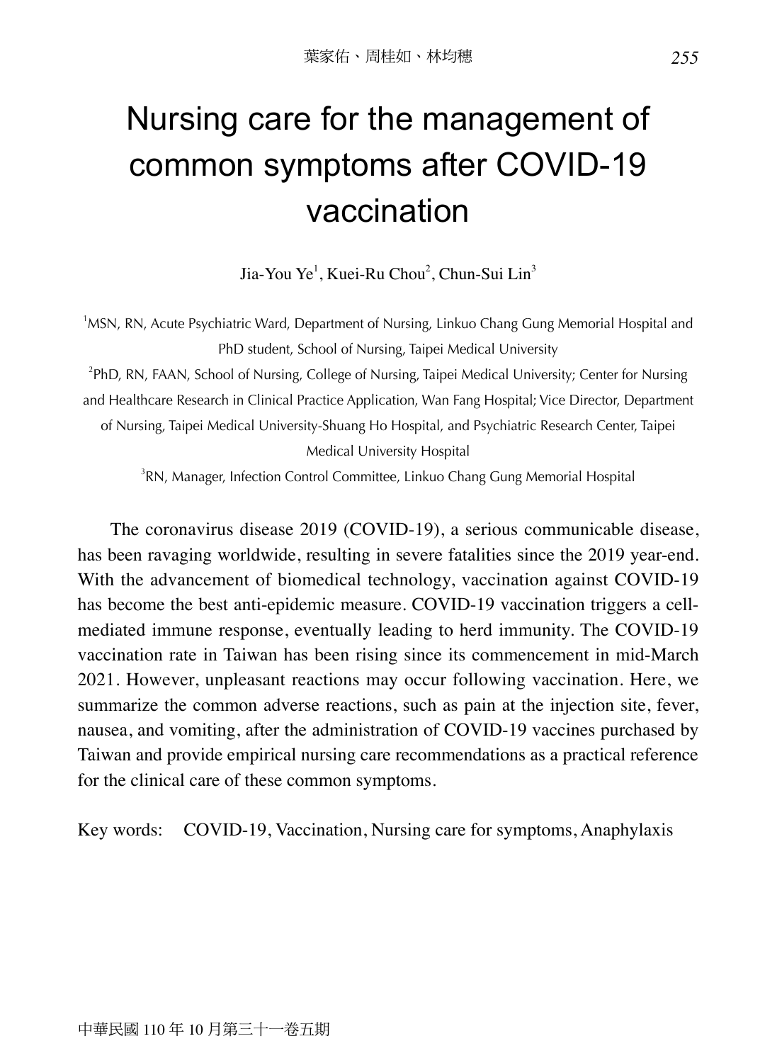# Nursing care for the management of common symptoms after COVID-19 vaccination

Jia-You Ye[1], Kuei-Ru Chou[2], Chun-Sui Lin[3]

[1]MSN, RN, Acute Psychiatric Ward, Department of Nursing, Linkuo Chang Gung Memorial Hospital and PhD student, School of Nursing, Taipei Medical University

[2]PhD, RN, FAAN, School of Nursing, College of Nursing, Taipei Medical University; Center for Nursing and Healthcare Research in Clinical Practice Application, Wan Fang Hospital; Vice Director, Department of Nursing, Taipei Medical University-Shuang Ho Hospital, and Psychiatric Research Center, Taipei Medical University Hospital

[3]RN, Manager, Infection Control Committee, Linkuo Chang Gung Memorial Hospital

The coronavirus disease 2019 (COVID-19), a serious communicable disease, has been ravaging worldwide, resulting in severe fatalities since the 2019 year-end. With the advancement of biomedical technology, vaccination against COVID-19 has become the best anti-epidemic measure. COVID-19 vaccination triggers a cell-mediated immune response, eventually leading to herd immunity. The COVID-19 vaccination rate in Taiwan has been rising since its commencement in mid-March 2021. However, unpleasant reactions may occur following vaccination. Here, we summarize the common adverse reactions, such as pain at the injection site, fever, nausea, and vomiting, after the administration of COVID-19 vaccines purchased by Taiwan and provide empirical nursing care recommendations as a practical reference for the clinical care of these common symptoms.

Key words: COVID-19, Vaccination, Nursing care for symptoms, Anaphylaxis